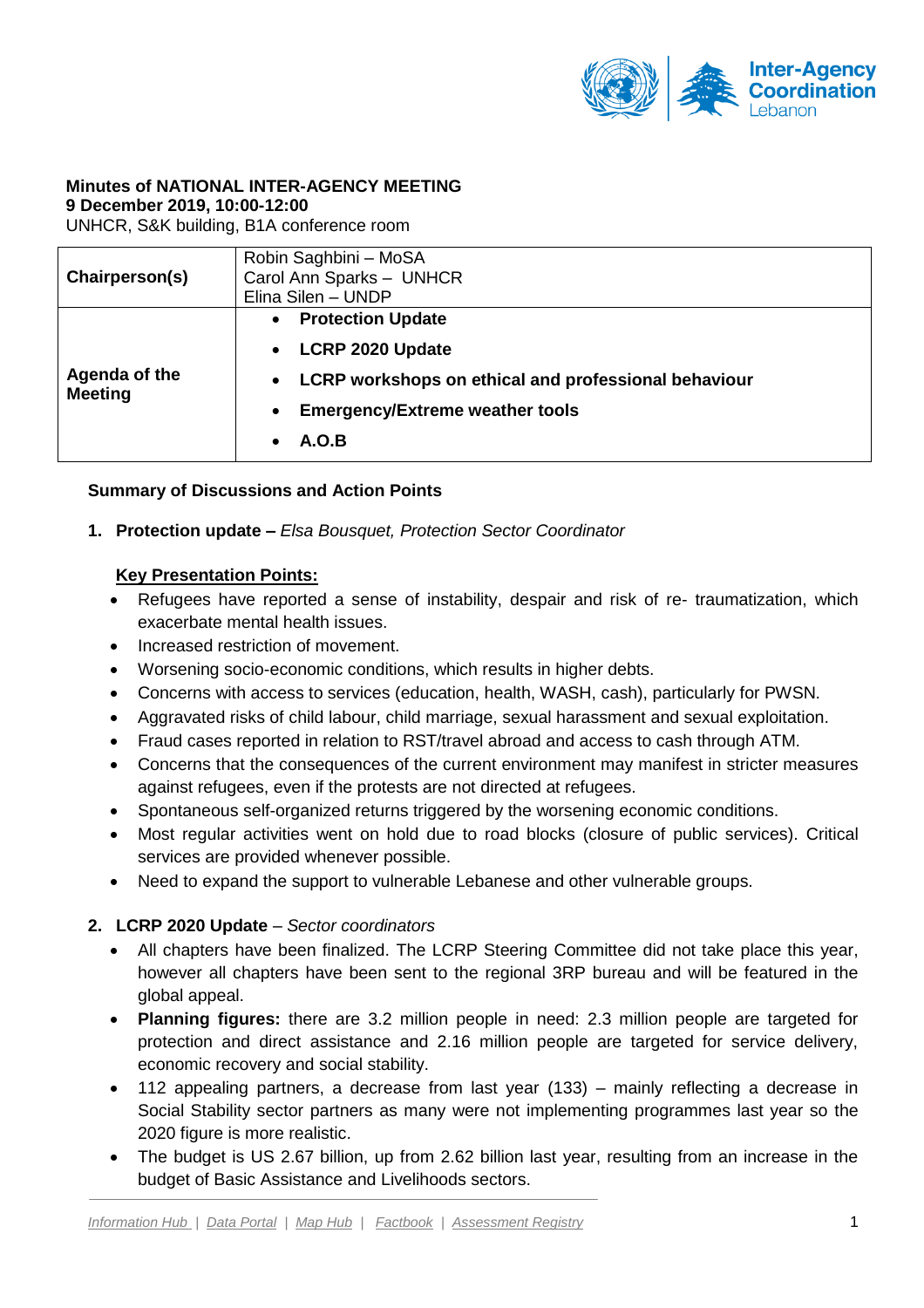**Minutes of NATIONAL INTER-AGENCY MEETING**
**9 December 2019, 10:00-12:00**
UNHCR, S&K building, B1A conference room

| | |
|---|---|
| **Chairperson(s)** | Robin Saghbini – MoSA<br>Carol Ann Sparks – UNHCR<br>Elina Silen – UNDP |
| **Agenda of the Meeting** | • **Protection Update**<br>• **LCRP 2020 Update**<br>• **LCRP workshops on ethical and professional behaviour**<br>• **Emergency/Extreme weather tools**<br>• **A.O.B** |

**Summary of Discussions and Action Points**

1. **Protection update –** *Elsa Bousquet, Protection Sector Coordinator*

   **Key Presentation Points:**

   - Refugees have reported a sense of instability, despair and risk of re- traumatization, which exacerbate mental health issues.
   - Increased restriction of movement.
   - Worsening socio-economic conditions, which results in higher debts.
   - Concerns with access to services (education, health, WASH, cash), particularly for PWSN.
   - Aggravated risks of child labour, child marriage, sexual harassment and sexual exploitation.
   - Fraud cases reported in relation to RST/travel abroad and access to cash through ATM.
   - Concerns that the consequences of the current environment may manifest in stricter measures against refugees, even if the protests are not directed at refugees.
   - Spontaneous self-organized returns triggered by the worsening economic conditions.
   - Most regular activities went on hold due to road blocks (closure of public services). Critical services are provided whenever possible.
   - Need to expand the support to vulnerable Lebanese and other vulnerable groups.

2. **LCRP 2020 Update** – *Sector coordinators*

   - All chapters have been finalized. The LCRP Steering Committee did not take place this year, however all chapters have been sent to the regional 3RP bureau and will be featured in the global appeal.
   - **Planning figures:** there are 3.2 million people in need: 2.3 million people are targeted for protection and direct assistance and 2.16 million people are targeted for service delivery, economic recovery and social stability.
   - 112 appealing partners, a decrease from last year (133) – mainly reflecting a decrease in Social Stability sector partners as many were not implementing programmes last year so the 2020 figure is more realistic.
   - The budget is US 2.67 billion, up from 2.62 billion last year, resulting from an increase in the budget of Basic Assistance and Livelihoods sectors.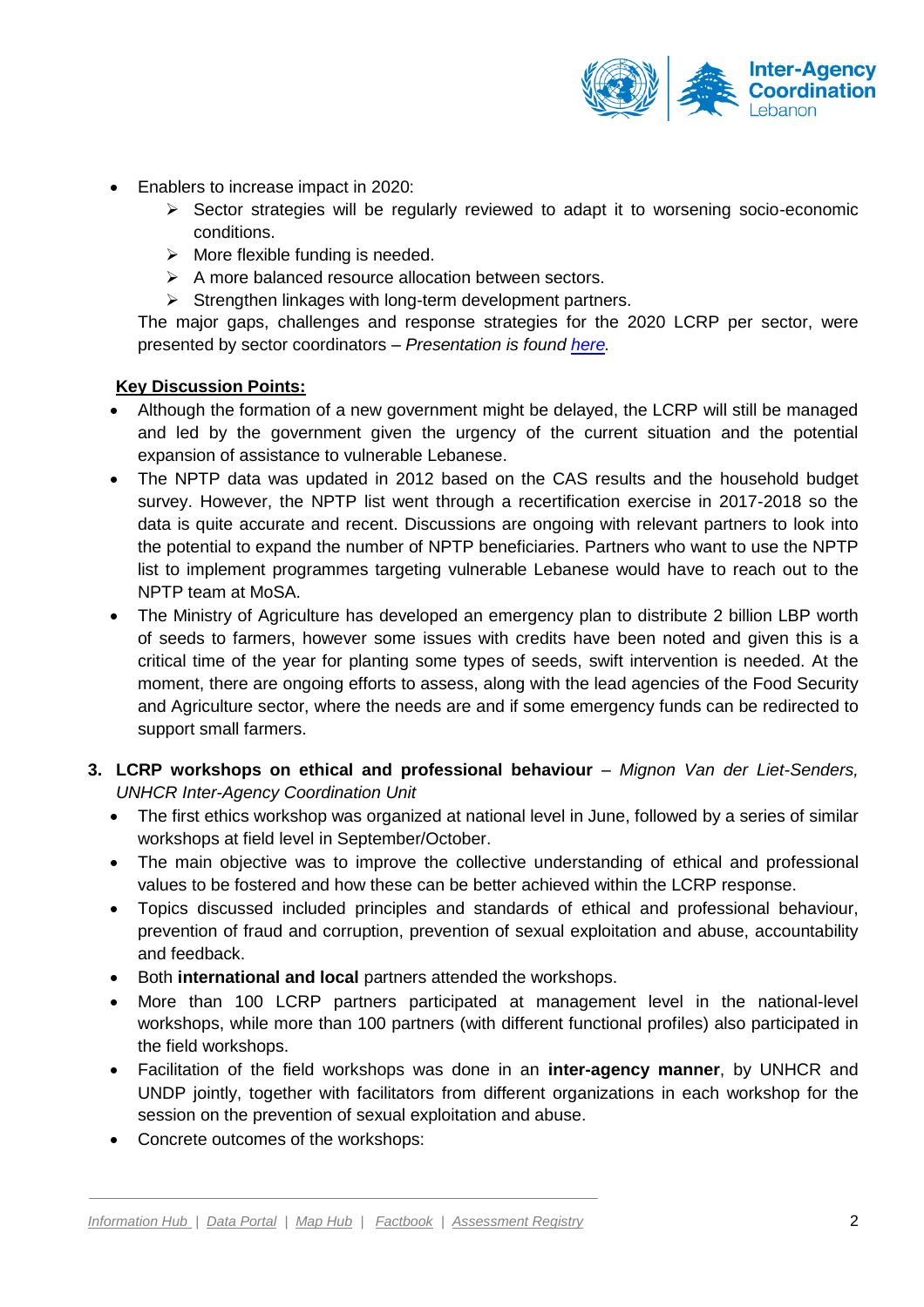- Enablers to increase impact in 2020:
  - Sector strategies will be regularly reviewed to adapt it to worsening socio-economic conditions.
  - More flexible funding is needed.
  - A more balanced resource allocation between sectors.
  - Strengthen linkages with long-term development partners.

  The major gaps, challenges and response strategies for the 2020 LCRP per sector, were presented by sector coordinators – *Presentation is found [here](here).*

**Key Discussion Points:**

- Although the formation of a new government might be delayed, the LCRP will still be managed and led by the government given the urgency of the current situation and the potential expansion of assistance to vulnerable Lebanese.
- The NPTP data was updated in 2012 based on the CAS results and the household budget survey. However, the NPTP list went through a recertification exercise in 2017-2018 so the data is quite accurate and recent. Discussions are ongoing with relevant partners to look into the potential to expand the number of NPTP beneficiaries. Partners who want to use the NPTP list to implement programmes targeting vulnerable Lebanese would have to reach out to the NPTP team at MoSA.
- The Ministry of Agriculture has developed an emergency plan to distribute 2 billion LBP worth of seeds to farmers, however some issues with credits have been noted and given this is a critical time of the year for planting some types of seeds, swift intervention is needed. At the moment, there are ongoing efforts to assess, along with the lead agencies of the Food Security and Agriculture sector, where the needs are and if some emergency funds can be redirected to support small farmers.

3. **LCRP workshops on ethical and professional behaviour** – *Mignon Van der Liet-Senders, UNHCR Inter-Agency Coordination Unit*
   - The first ethics workshop was organized at national level in June, followed by a series of similar workshops at field level in September/October.
   - The main objective was to improve the collective understanding of ethical and professional values to be fostered and how these can be better achieved within the LCRP response.
   - Topics discussed included principles and standards of ethical and professional behaviour, prevention of fraud and corruption, prevention of sexual exploitation and abuse, accountability and feedback.
   - Both **international and local** partners attended the workshops.
   - More than 100 LCRP partners participated at management level in the national-level workshops, while more than 100 partners (with different functional profiles) also participated in the field workshops.
   - Facilitation of the field workshops was done in an **inter-agency manner**, by UNHCR and UNDP jointly, together with facilitators from different organizations in each workshop for the session on the prevention of sexual exploitation and abuse.
   - Concrete outcomes of the workshops: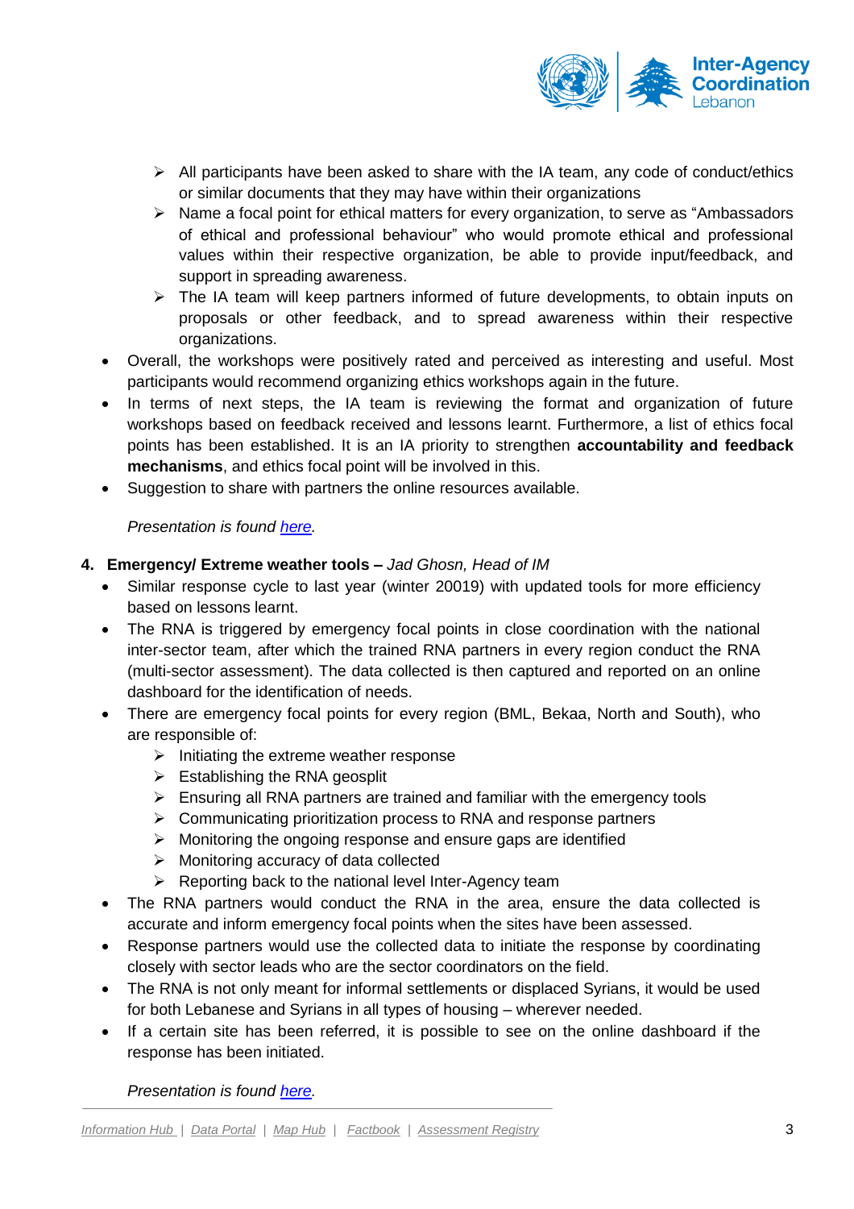- All participants have been asked to share with the IA team, any code of conduct/ethics or similar documents that they may have within their organizations
    - Name a focal point for ethical matters for every organization, to serve as "Ambassadors of ethical and professional behaviour" who would promote ethical and professional values within their respective organization, be able to provide input/feedback, and support in spreading awareness.
    - The IA team will keep partners informed of future developments, to obtain inputs on proposals or other feedback, and to spread awareness within their respective organizations.
- Overall, the workshops were positively rated and perceived as interesting and useful. Most participants would recommend organizing ethics workshops again in the future.
- In terms of next steps, the IA team is reviewing the format and organization of future workshops based on feedback received and lessons learnt. Furthermore, a list of ethics focal points has been established. It is an IA priority to strengthen **accountability and feedback mechanisms**, and ethics focal point will be involved in this.
- Suggestion to share with partners the online resources available.

*Presentation is found here.*

4. **Emergency/ Extreme weather tools –** *Jad Ghosn, Head of IM*
   - Similar response cycle to last year (winter 20019) with updated tools for more efficiency based on lessons learnt.
   - The RNA is triggered by emergency focal points in close coordination with the national inter-sector team, after which the trained RNA partners in every region conduct the RNA (multi-sector assessment). The data collected is then captured and reported on an online dashboard for the identification of needs.
   - There are emergency focal points for every region (BML, Bekaa, North and South), who are responsible of:
     - Initiating the extreme weather response
     - Establishing the RNA geosplit
     - Ensuring all RNA partners are trained and familiar with the emergency tools
     - Communicating prioritization process to RNA and response partners
     - Monitoring the ongoing response and ensure gaps are identified
     - Monitoring accuracy of data collected
     - Reporting back to the national level Inter-Agency team
   - The RNA partners would conduct the RNA in the area, ensure the data collected is accurate and inform emergency focal points when the sites have been assessed.
   - Response partners would use the collected data to initiate the response by coordinating closely with sector leads who are the sector coordinators on the field.
   - The RNA is not only meant for informal settlements or displaced Syrians, it would be used for both Lebanese and Syrians in all types of housing – wherever needed.
   - If a certain site has been referred, it is possible to see on the online dashboard if the response has been initiated.

*Presentation is found here.*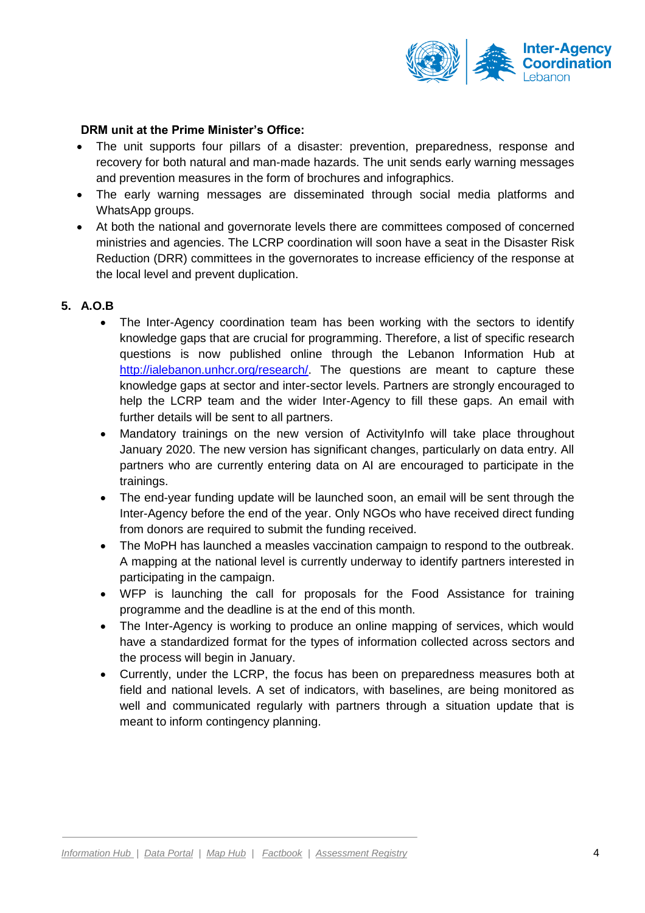**DRM unit at the Prime Minister's Office:**

- The unit supports four pillars of a disaster: prevention, preparedness, response and recovery for both natural and man-made hazards. The unit sends early warning messages and prevention measures in the form of brochures and infographics.
- The early warning messages are disseminated through social media platforms and WhatsApp groups.
- At both the national and governorate levels there are committees composed of concerned ministries and agencies. The LCRP coordination will soon have a seat in the Disaster Risk Reduction (DRR) committees in the governorates to increase efficiency of the response at the local level and prevent duplication.

## 5. A.O.B

- The Inter-Agency coordination team has been working with the sectors to identify knowledge gaps that are crucial for programming. Therefore, a list of specific research questions is now published online through the Lebanon Information Hub at [http://ialebanon.unhcr.org/research/](http://ialebanon.unhcr.org/research/). The questions are meant to capture these knowledge gaps at sector and inter-sector levels. Partners are strongly encouraged to help the LCRP team and the wider Inter-Agency to fill these gaps. An email with further details will be sent to all partners.
- Mandatory trainings on the new version of ActivityInfo will take place throughout January 2020. The new version has significant changes, particularly on data entry. All partners who are currently entering data on AI are encouraged to participate in the trainings.
- The end-year funding update will be launched soon, an email will be sent through the Inter-Agency before the end of the year. Only NGOs who have received direct funding from donors are required to submit the funding received.
- The MoPH has launched a measles vaccination campaign to respond to the outbreak. A mapping at the national level is currently underway to identify partners interested in participating in the campaign.
- WFP is launching the call for proposals for the Food Assistance for training programme and the deadline is at the end of this month.
- The Inter-Agency is working to produce an online mapping of services, which would have a standardized format for the types of information collected across sectors and the process will begin in January.
- Currently, under the LCRP, the focus has been on preparedness measures both at field and national levels. A set of indicators, with baselines, are being monitored as well and communicated regularly with partners through a situation update that is meant to inform contingency planning.